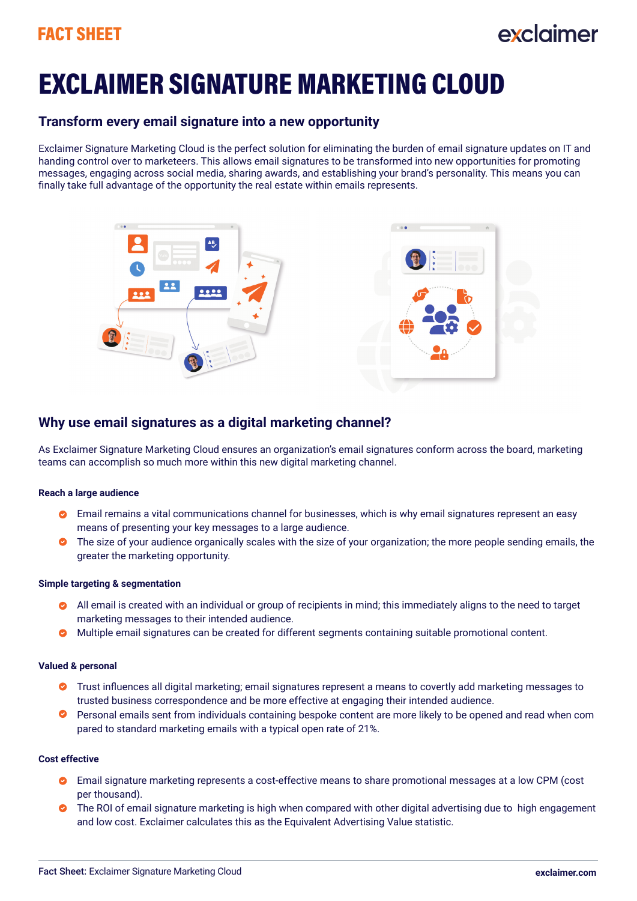FACT SHEET

# EXCLAIMER SIGNATURE MARKETING CLOUD

## Transform every email signature into a new opportunity

Exclaimer Signature Marketing Cloud is the perfect solution for eliminating the burden of email signature updates on IT and handing control over to marketeers. This allows email signatures to be transformed into new opportunities for promoting messages, engaging across social media, sharing awards, and establishing your brand's personality. This means you can finally take full advantage of the opportunity the real estate within emails represents.

## Why use email signatures as a digital marketing channel?

As Exclaimer Signature Marketing Cloud ensures an organization's email signatures conform across the board, marketing teams can accomplish so much more within this new digital marketing channel.

### Reach a large audience

- Email remains a vital communications channel for businesses, which is why email signatures represent an easy means of presenting your key messages to a large audience.
- The size of your audience organically scales with the size of your organization; the more people sending emails, the greater the marketing opportunity.

### Simple targeting & segmentation

- All email is created with an individual or group of recipients in mind; this immediately aligns to the need to target marketing messages to their intended audience.
- Multiple email signatures can be created for different segments containing suitable promotional content.

### Valued & personal

- Trust influences all digital marketing; email signatures represent a means to covertly add marketing messages to trusted business correspondence and be more effective at engaging their intended audience.
- Personal emails sent from individuals containing bespoke content are more likely to be opened and read when com pared to standard marketing emails with a typical open rate of 21%.

### Cost effective

- Email signature marketing represents a cost-effective means to share promotional messages at a low CPM (cost per thousand).
- The ROI of email signature marketing is high when compared with other digital advertising due to high engagement and low cost. Exclaimer calculates this as the Equivalent Advertising Value statistic.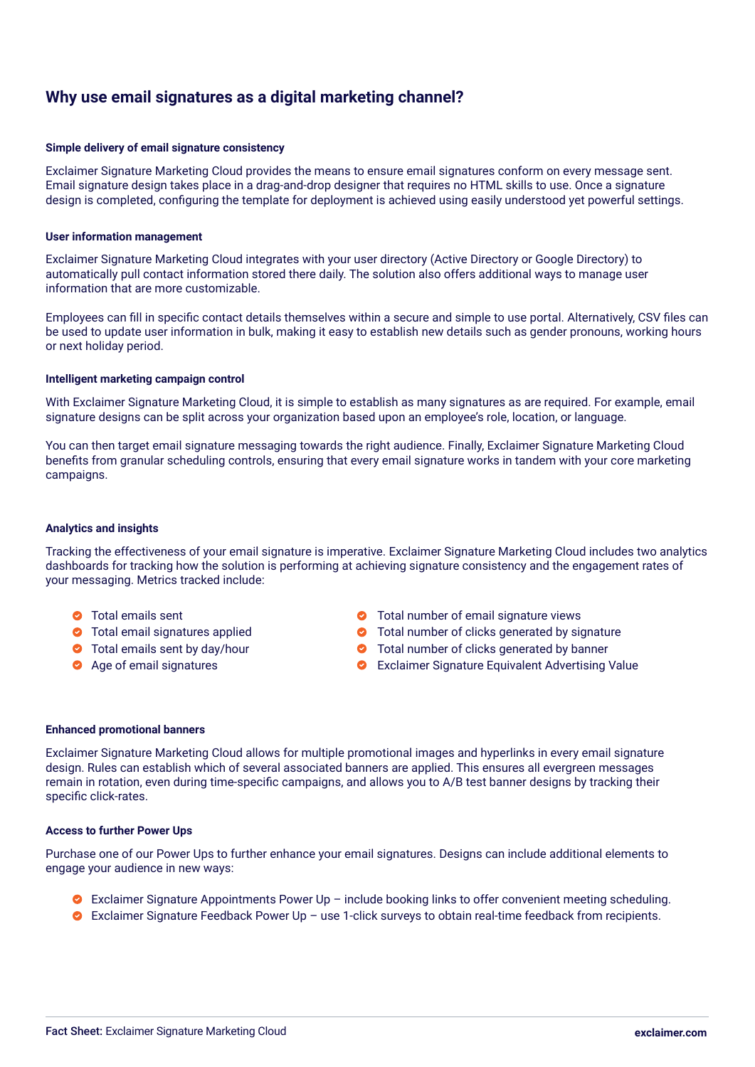## Why use email signatures as a digital marketing channel?

### Simple delivery of email signature consistency

Exclaimer Signature Marketing Cloud provides the means to ensure email signatures conform on every message sent. Email signature design takes place in a drag-and-drop designer that requires no HTML skills to use. Once a signature design is completed, configuring the template for deployment is achieved using easily understood yet powerful settings.

### User information management

Exclaimer Signature Marketing Cloud integrates with your user directory (Active Directory or Google Directory) to automatically pull contact information stored there daily. The solution also offers additional ways to manage user information that are more customizable.

Employees can fill in specific contact details themselves within a secure and simple to use portal. Alternatively, CSV files can be used to update user information in bulk, making it easy to establish new details such as gender pronouns, working hours or next holiday period.

### Intelligent marketing campaign control

With Exclaimer Signature Marketing Cloud, it is simple to establish as many signatures as are required. For example, email signature designs can be split across your organization based upon an employee's role, location, or language.

You can then target email signature messaging towards the right audience. Finally, Exclaimer Signature Marketing Cloud benefits from granular scheduling controls, ensuring that every email signature works in tandem with your core marketing campaigns.

### Analytics and insights

Tracking the effectiveness of your email signature is imperative. Exclaimer Signature Marketing Cloud includes two analytics dashboards for tracking how the solution is performing at achieving signature consistency and the engagement rates of your messaging. Metrics tracked include:

- Total emails sent
- Total email signatures applied
- Total emails sent by day/hour
- Age of email signatures
- Total number of email signature views
- Total number of clicks generated by signature
- Total number of clicks generated by banner
- Exclaimer Signature Equivalent Advertising Value

### Enhanced promotional banners

Exclaimer Signature Marketing Cloud allows for multiple promotional images and hyperlinks in every email signature design. Rules can establish which of several associated banners are applied. This ensures all evergreen messages remain in rotation, even during time-specific campaigns, and allows you to A/B test banner designs by tracking their specific click-rates.

### Access to further Power Ups

Purchase one of our Power Ups to further enhance your email signatures. Designs can include additional elements to engage your audience in new ways:

- Exclaimer Signature Appointments Power Up – include booking links to offer convenient meeting scheduling.
- Exclaimer Signature Feedback Power Up – use 1-click surveys to obtain real-time feedback from recipients.